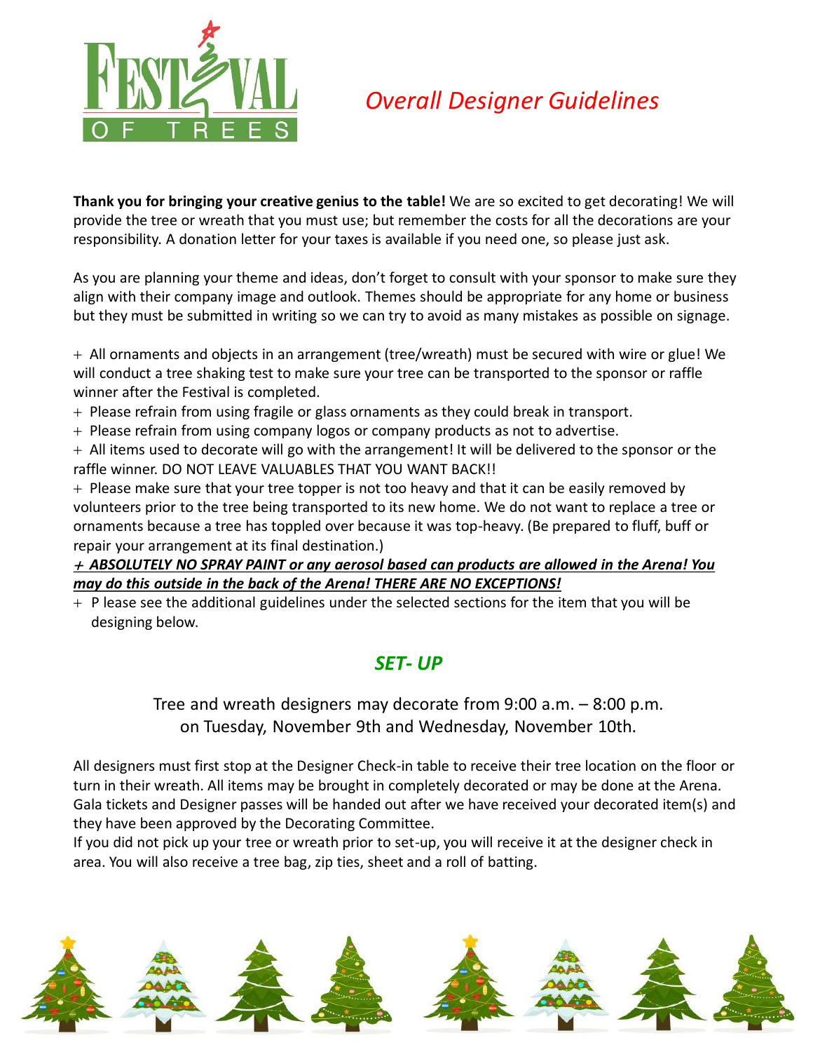# Overall Designer Guidelines

**Thank you for bringing your creative genius to the table!** We are so excited to get decorating! We will provide the tree or wreath that you must use; but remember the costs for all the decorations are your responsibility. A donation letter for your taxes is available if you need one, so please just ask.

As you are planning your theme and ideas, don't forget to consult with your sponsor to make sure they align with their company image and outlook. Themes should be appropriate for any home or business but they must be submitted in writing so we can try to avoid as many mistakes as possible on signage.

+ All ornaments and objects in an arrangement (tree/wreath) must be secured with wire or glue! We will conduct a tree shaking test to make sure your tree can be transported to the sponsor or raffle winner after the Festival is completed.
+ Please refrain from using fragile or glass ornaments as they could break in transport.
+ Please refrain from using company logos or company products as not to advertise.
+ All items used to decorate will go with the arrangement! It will be delivered to the sponsor or the raffle winner. DO NOT LEAVE VALUABLES THAT YOU WANT BACK!!
+ Please make sure that your tree topper is not too heavy and that it can be easily removed by volunteers prior to the tree being transported to its new home. We do not want to replace a tree or ornaments because a tree has toppled over because it was top-heavy. (Be prepared to fluff, buff or repair your arrangement at its final destination.)
+ ***ABSOLUTELY NO SPRAY PAINT or any aerosol based can products are allowed in the Arena! You may do this outside in the back of the Arena! THERE ARE NO EXCEPTIONS!***
+ P lease see the additional guidelines under the selected sections for the item that you will be designing below.

## *SET- UP*

Tree and wreath designers may decorate from 9:00 a.m. – 8:00 p.m. on Tuesday, November 9th and Wednesday, November 10th.

All designers must first stop at the Designer Check-in table to receive their tree location on the floor or turn in their wreath. All items may be brought in completely decorated or may be done at the Arena. Gala tickets and Designer passes will be handed out after we have received your decorated item(s) and they have been approved by the Decorating Committee.

If you did not pick up your tree or wreath prior to set-up, you will receive it at the designer check in area. You will also receive a tree bag, zip ties, sheet and a roll of batting.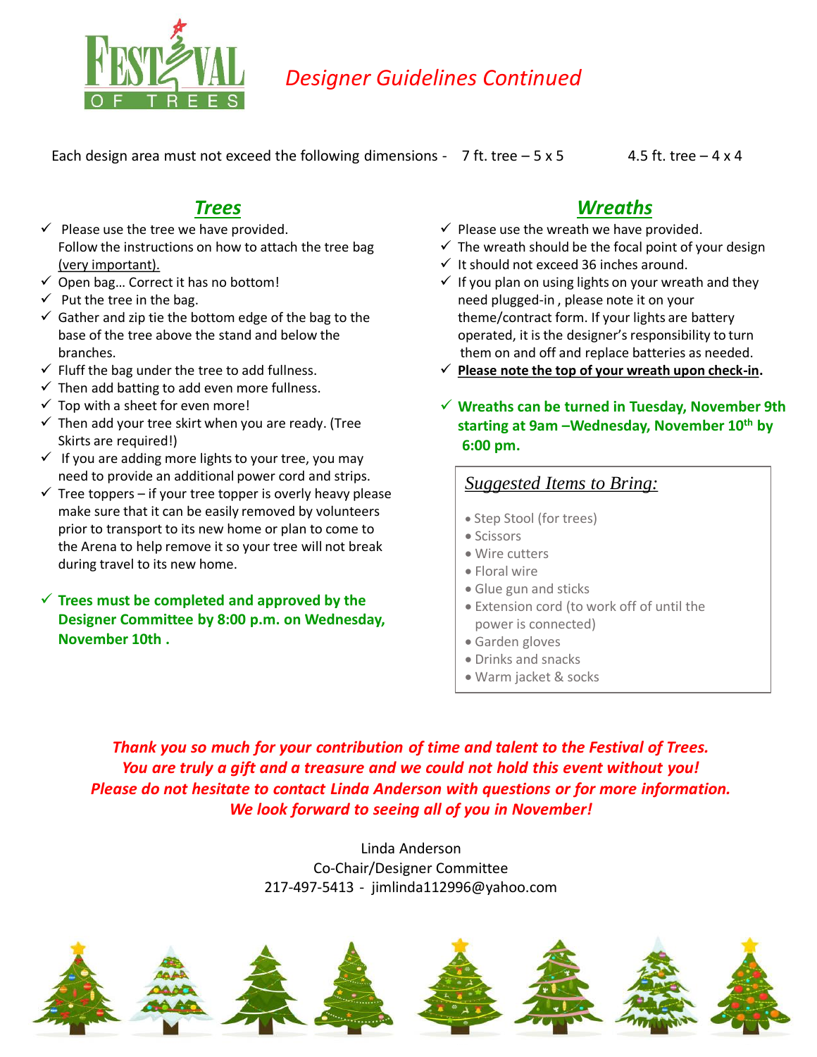# *Designer Guidelines Continued*

Each design area must not exceed the following dimensions - 7 ft. tree – 5 x 5 4.5 ft. tree – 4 x 4

## ***Trees***

- ✓ Please use the tree we have provided. Follow the instructions on how to attach the tree bag (very important).
- ✓ Open bag… Correct it has no bottom!
- ✓ Put the tree in the bag.
- ✓ Gather and zip tie the bottom edge of the bag to the base of the tree above the stand and below the branches.
- ✓ Fluff the bag under the tree to add fullness.
- ✓ Then add batting to add even more fullness.
- ✓ Top with a sheet for even more!
- ✓ Then add your tree skirt when you are ready. (Tree Skirts are required!)
- ✓ If you are adding more lights to your tree, you may need to provide an additional power cord and strips.
- ✓ Tree toppers – if your tree topper is overly heavy please make sure that it can be easily removed by volunteers prior to transport to its new home or plan to come to the Arena to help remove it so your tree will not break during travel to its new home.

- ✓ **Trees must be completed and approved by the Designer Committee by 8:00 p.m. on Wednesday, November 10th .**

## ***Wreaths***

- ✓ Please use the wreath we have provided.
- ✓ The wreath should be the focal point of your design
- ✓ It should not exceed 36 inches around.
- ✓ If you plan on using lights on your wreath and they need plugged-in , please note it on your theme/contract form. If your lights are battery operated, it is the designer's responsibility to turn them on and off and replace batteries as needed.
- ✓ **Please note the top of your wreath upon check-in.**

- ✓ **Wreaths can be turned in Tuesday, November 9th starting at 9am –Wednesday, November 10th by 6:00 pm.**

### *Suggested Items to Bring:*

- Step Stool (for trees)
- Scissors
- Wire cutters
- Floral wire
- Glue gun and sticks
- Extension cord (to work off of until the power is connected)
- Garden gloves
- Drinks and snacks
- Warm jacket & socks

***Thank you so much for your contribution of time and talent to the Festival of Trees.***
***You are truly a gift and a treasure and we could not hold this event without you!***
***Please do not hesitate to contact Linda Anderson with questions or for more information.***
***We look forward to seeing all of you in November!***

Linda Anderson
Co-Chair/Designer Committee
217-497-5413 - jimlinda112996@yahoo.com